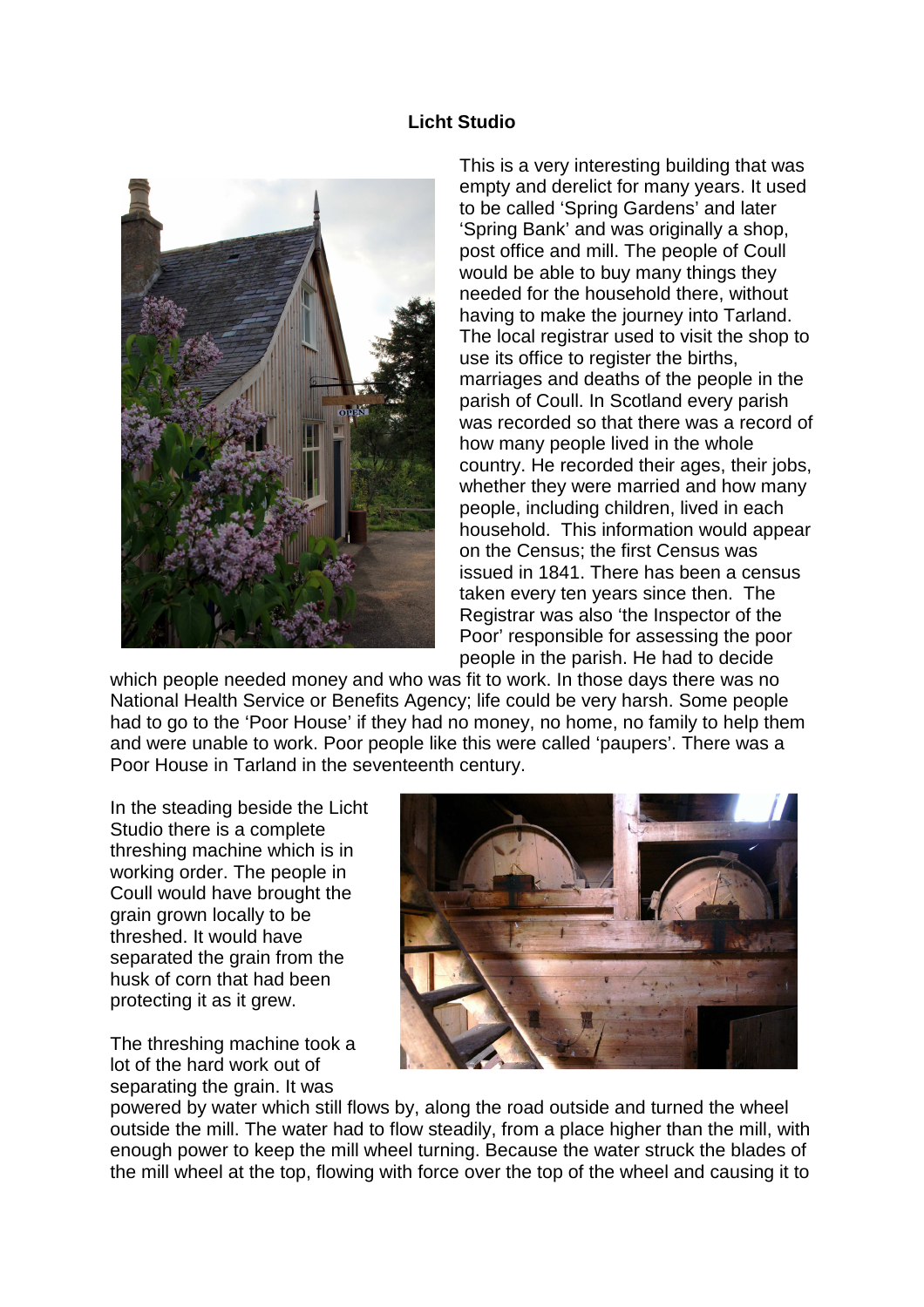# Licht Studio

This is a very interesting building that was empty and derelict for many years. It used to be called 'Spring Gardens' and later 'Spring Bank' and was originally a shop, post office and mill. The people of Coull would be able to buy many things they needed for the household there, without having to make the journey into Tarland. The local registrar used to visit the shop to use its office to register the births, marriages and deaths of the people in the parish of Coull. In Scotland every parish was recorded so that there was a record of how many people lived in the whole country. He recorded their ages, their jobs, whether they were married and how many people, including children, lived in each household. This information would appear on the Census; the first Census was issued in 1841. There has been a census taken every ten years since then. The Registrar was also 'the Inspector of the Poor' responsible for assessing the poor people in the parish. He had to decide which people needed money and who was fit to work. In those days there was no National Health Service or Benefits Agency; life could be very harsh. Some people had to go to the 'Poor House' if they had no money, no home, no family to help them and were unable to work. Poor people like this were called 'paupers'. There was a Poor House in Tarland in the seventeenth century.

In the steading beside the Licht Studio there is a complete threshing machine which is in working order. The people in Coull would have brought the grain grown locally to be threshed. It would have separated the grain from the husk of corn that had been protecting it as it grew.

The threshing machine took a lot of the hard work out of separating the grain. It was powered by water which still flows by, along the road outside and turned the wheel outside the mill. The water had to flow steadily, from a place higher than the mill, with enough power to keep the mill wheel turning. Because the water struck the blades of the mill wheel at the top, flowing with force over the top of the wheel and causing it to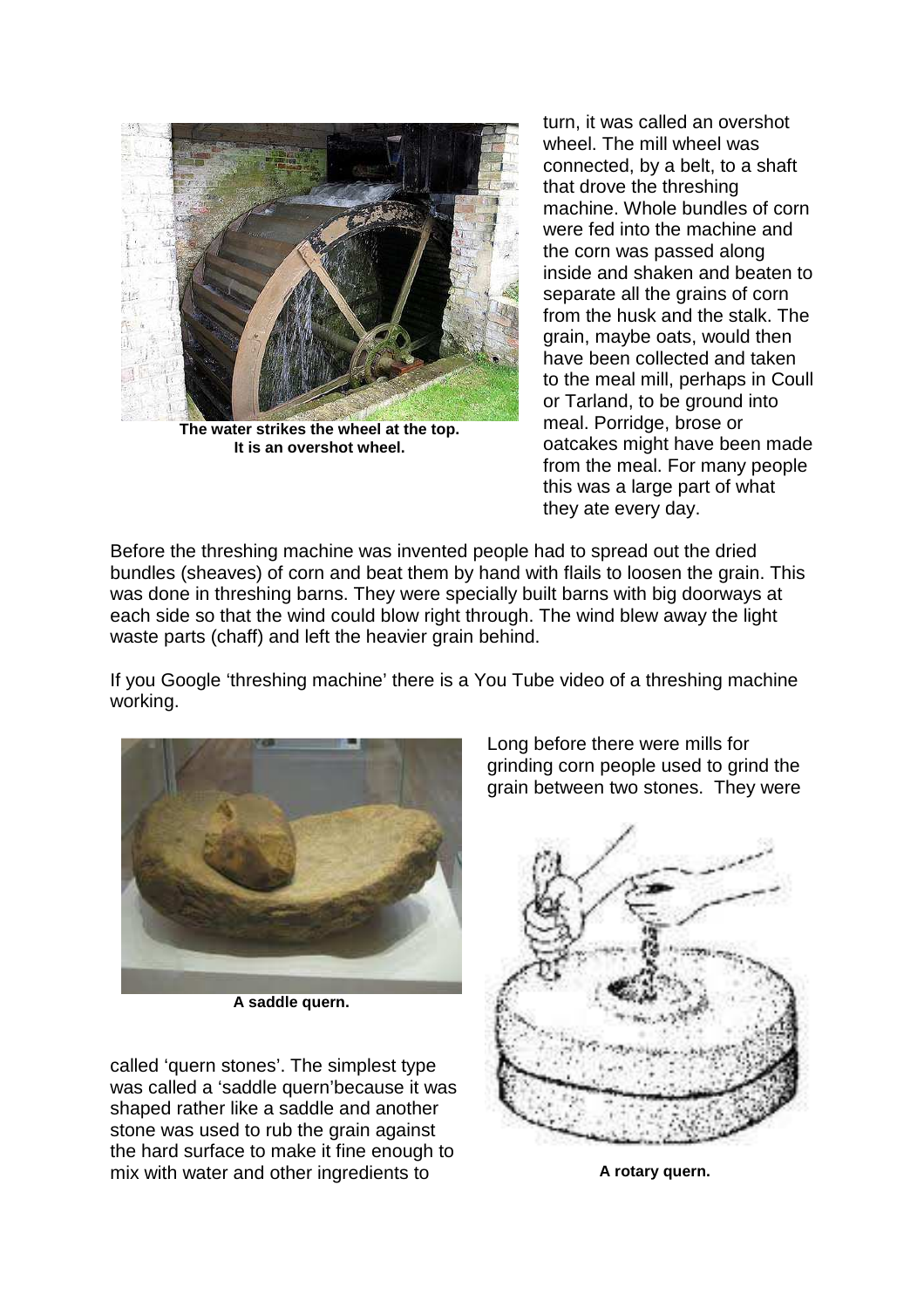turn, it was called an overshot wheel. The mill wheel was connected, by a belt, to a shaft that drove the threshing machine. Whole bundles of corn were fed into the machine and the corn was passed along inside and shaken and beaten to separate all the grains of corn from the husk and the stalk. The grain, maybe oats, would then have been collected and taken to the meal mill, perhaps in Coull or Tarland, to be ground into meal. Porridge, brose or oatcakes might have been made from the meal. For many people this was a large part of what they ate every day.

**The water strikes the wheel at the top. It is an overshot wheel.**

Before the threshing machine was invented people had to spread out the dried bundles (sheaves) of corn and beat them by hand with flails to loosen the grain. This was done in threshing barns. They were specially built barns with big doorways at each side so that the wind could blow right through. The wind blew away the light waste parts (chaff) and left the heavier grain behind.

If you Google 'threshing machine' there is a You Tube video of a threshing machine working.

Long before there were mills for grinding corn people used to grind the grain between two stones. They were called 'quern stones'. The simplest type was called a 'saddle quern'because it was shaped rather like a saddle and another stone was used to rub the grain against the hard surface to make it fine enough to mix with water and other ingredients to

**A saddle quern.**

**A rotary quern.**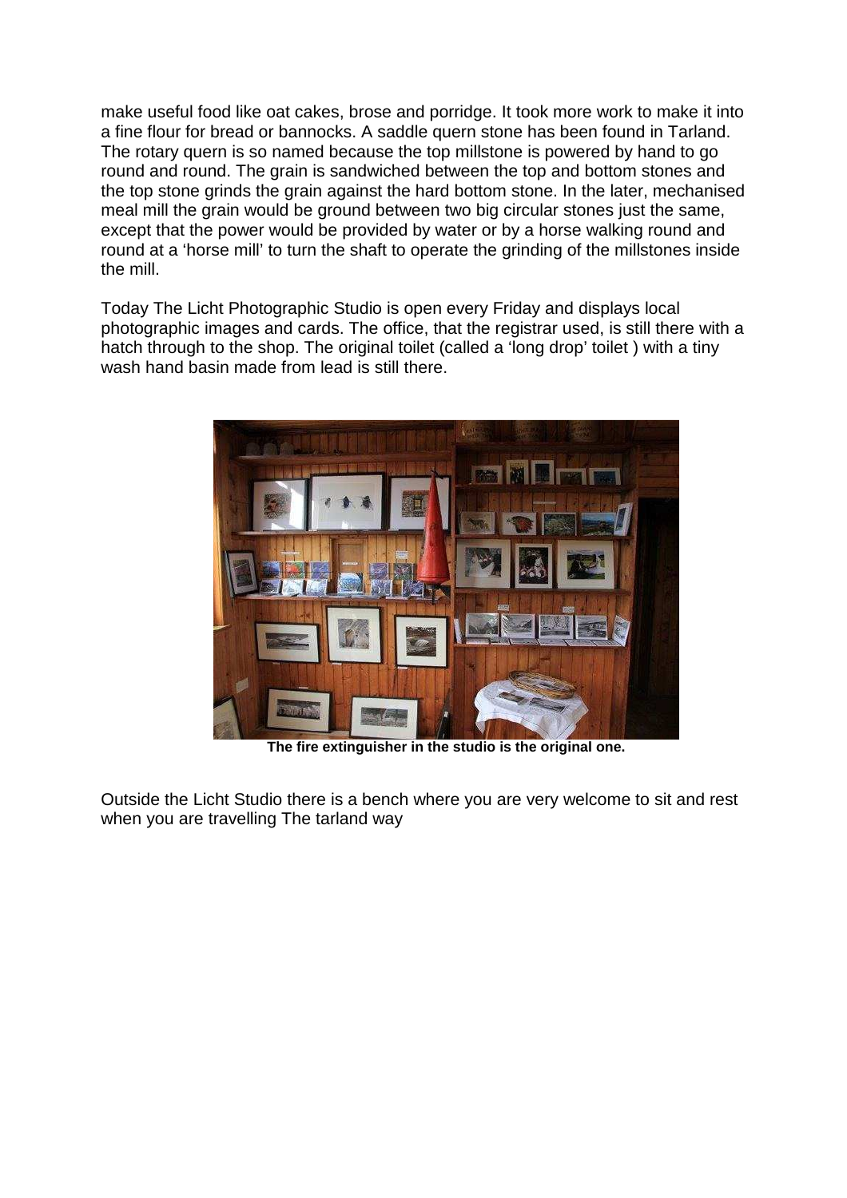make useful food like oat cakes, brose and porridge. It took more work to make it into a fine flour for bread or bannocks. A saddle quern stone has been found in Tarland. The rotary quern is so named because the top millstone is powered by hand to go round and round. The grain is sandwiched between the top and bottom stones and the top stone grinds the grain against the hard bottom stone. In the later, mechanised meal mill the grain would be ground between two big circular stones just the same, except that the power would be provided by water or by a horse walking round and round at a 'horse mill' to turn the shaft to operate the grinding of the millstones inside the mill.

Today The Licht Photographic Studio is open every Friday and displays local photographic images and cards. The office, that the registrar used, is still there with a hatch through to the shop. The original toilet (called a 'long drop' toilet ) with a tiny wash hand basin made from lead is still there.

**The fire extinguisher in the studio is the original one.**

Outside the Licht Studio there is a bench where you are very welcome to sit and rest when you are travelling The tarland way